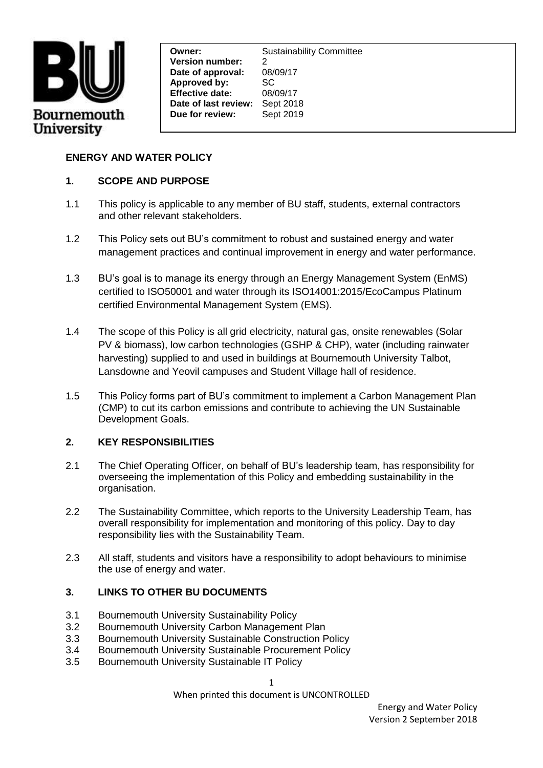| | |
|---|---|
| **Owner:** | Sustainability Committee |
| **Version number:** | 2 |
| **Date of approval:** | 08/09/17 |
| **Approved by:** | SC |
| **Effective date:** | 08/09/17 |
| **Date of last review:** | Sept 2018 |
| **Due for review:** | Sept 2019 |

# ENERGY AND WATER POLICY

## 1. SCOPE AND PURPOSE

1.1 This policy is applicable to any member of BU staff, students, external contractors and other relevant stakeholders.

1.2 This Policy sets out BU's commitment to robust and sustained energy and water management practices and continual improvement in energy and water performance.

1.3 BU's goal is to manage its energy through an Energy Management System (EnMS) certified to ISO50001 and water through its ISO14001:2015/EcoCampus Platinum certified Environmental Management System (EMS).

1.4 The scope of this Policy is all grid electricity, natural gas, onsite renewables (Solar PV & biomass), low carbon technologies (GSHP & CHP), water (including rainwater harvesting) supplied to and used in buildings at Bournemouth University Talbot, Lansdowne and Yeovil campuses and Student Village hall of residence.

1.5 This Policy forms part of BU's commitment to implement a Carbon Management Plan (CMP) to cut its carbon emissions and contribute to achieving the UN Sustainable Development Goals.

## 2. KEY RESPONSIBILITIES

2.1 The Chief Operating Officer, on behalf of BU's leadership team, has responsibility for overseeing the implementation of this Policy and embedding sustainability in the organisation.

2.2 The Sustainability Committee, which reports to the University Leadership Team, has overall responsibility for implementation and monitoring of this policy. Day to day responsibility lies with the Sustainability Team.

2.3 All staff, students and visitors have a responsibility to adopt behaviours to minimise the use of energy and water.

## 3. LINKS TO OTHER BU DOCUMENTS

3.1 Bournemouth University Sustainability Policy
3.2 Bournemouth University Carbon Management Plan
3.3 Bournemouth University Sustainable Construction Policy
3.4 Bournemouth University Sustainable Procurement Policy
3.5 Bournemouth University Sustainable IT Policy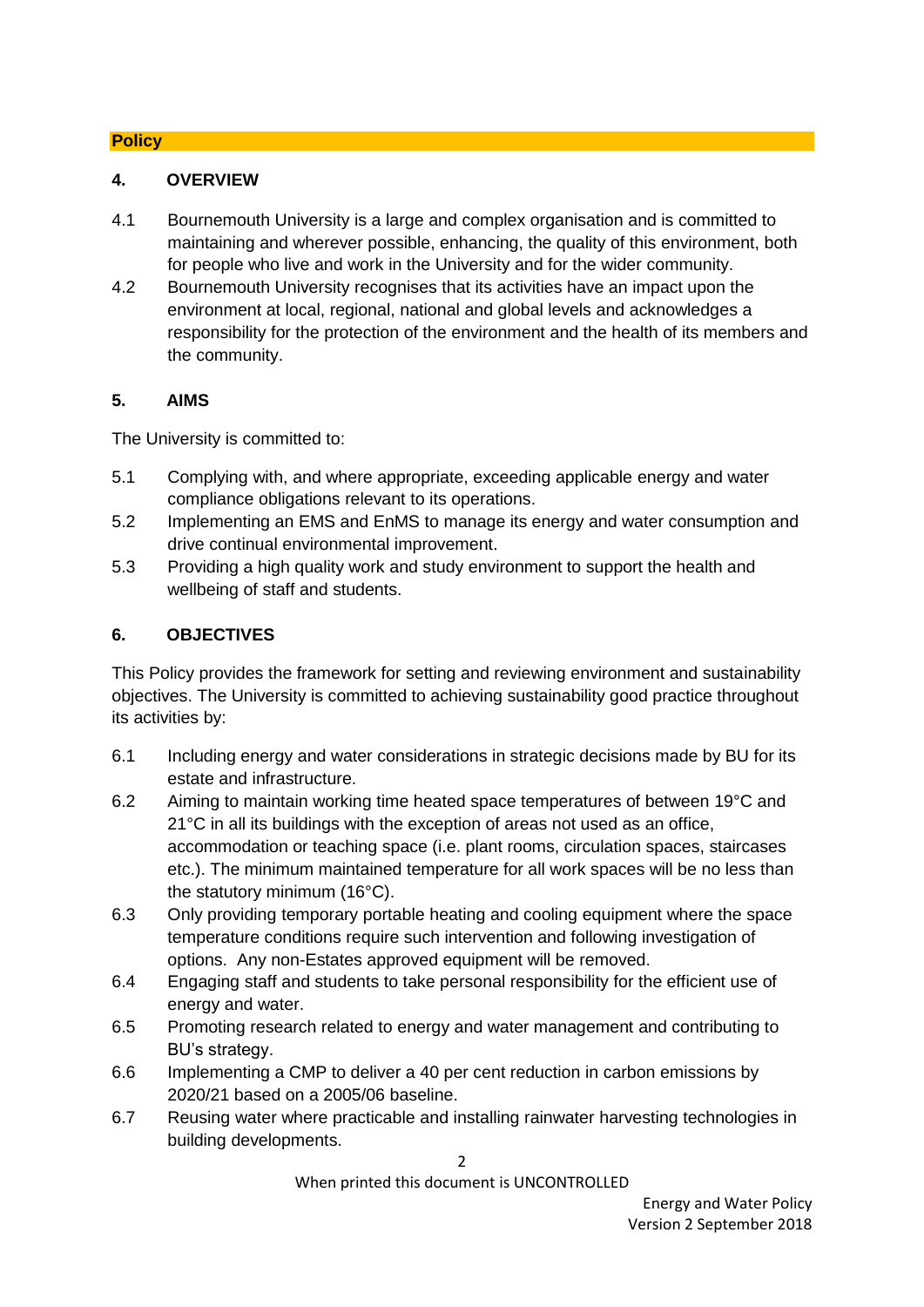**Policy**

## 4. OVERVIEW

4.1 Bournemouth University is a large and complex organisation and is committed to maintaining and wherever possible, enhancing, the quality of this environment, both for people who live and work in the University and for the wider community.

4.2 Bournemouth University recognises that its activities have an impact upon the environment at local, regional, national and global levels and acknowledges a responsibility for the protection of the environment and the health of its members and the community.

## 5. AIMS

The University is committed to:

5.1 Complying with, and where appropriate, exceeding applicable energy and water compliance obligations relevant to its operations.

5.2 Implementing an EMS and EnMS to manage its energy and water consumption and drive continual environmental improvement.

5.3 Providing a high quality work and study environment to support the health and wellbeing of staff and students.

## 6. OBJECTIVES

This Policy provides the framework for setting and reviewing environment and sustainability objectives. The University is committed to achieving sustainability good practice throughout its activities by:

6.1 Including energy and water considerations in strategic decisions made by BU for its estate and infrastructure.

6.2 Aiming to maintain working time heated space temperatures of between 19°C and 21°C in all its buildings with the exception of areas not used as an office, accommodation or teaching space (i.e. plant rooms, circulation spaces, staircases etc.). The minimum maintained temperature for all work spaces will be no less than the statutory minimum (16°C).

6.3 Only providing temporary portable heating and cooling equipment where the space temperature conditions require such intervention and following investigation of options. Any non-Estates approved equipment will be removed.

6.4 Engaging staff and students to take personal responsibility for the efficient use of energy and water.

6.5 Promoting research related to energy and water management and contributing to BU's strategy.

6.6 Implementing a CMP to deliver a 40 per cent reduction in carbon emissions by 2020/21 based on a 2005/06 baseline.

6.7 Reusing water where practicable and installing rainwater harvesting technologies in building developments.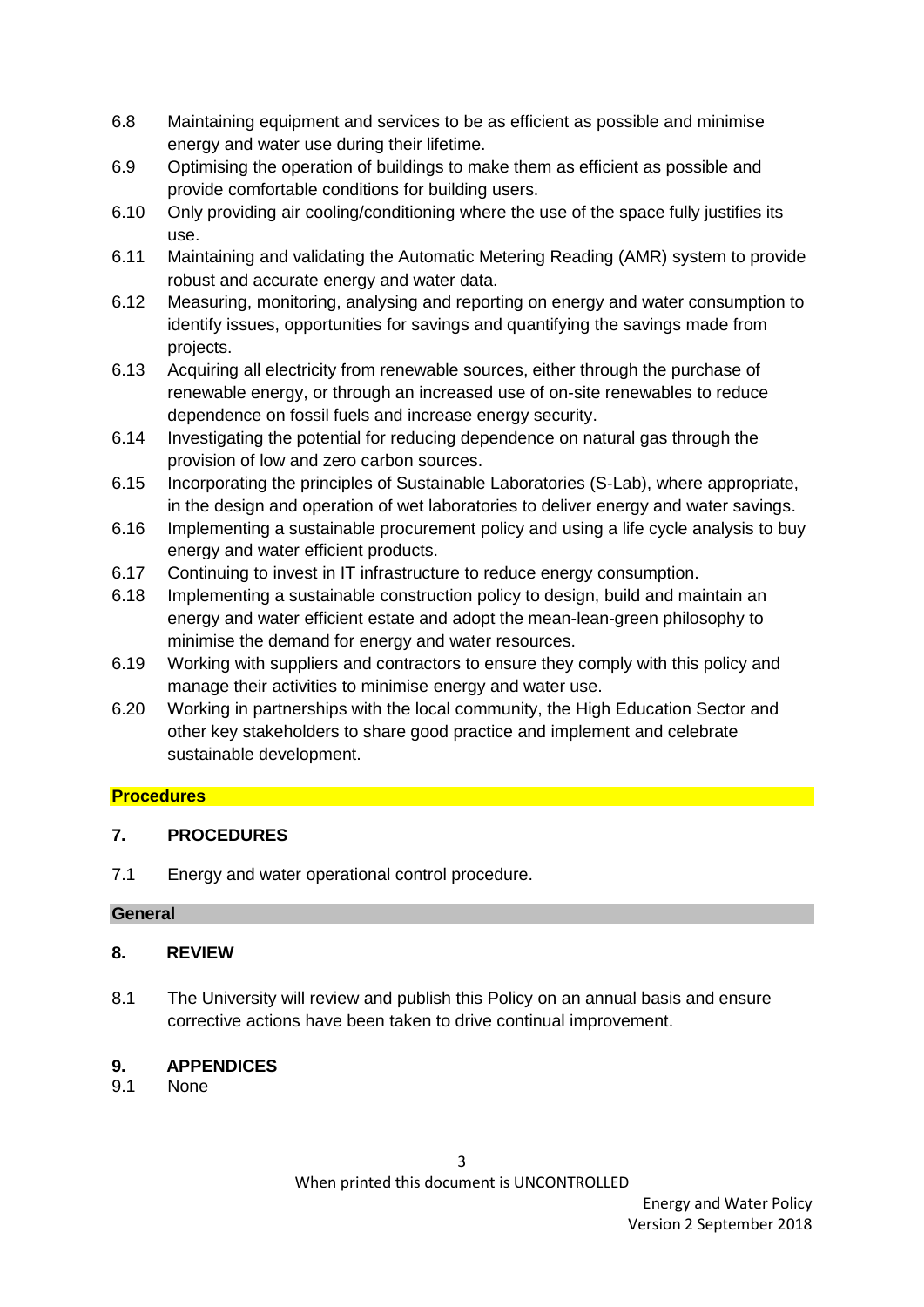6.8 Maintaining equipment and services to be as efficient as possible and minimise energy and water use during their lifetime.

6.9 Optimising the operation of buildings to make them as efficient as possible and provide comfortable conditions for building users.

6.10 Only providing air cooling/conditioning where the use of the space fully justifies its use.

6.11 Maintaining and validating the Automatic Metering Reading (AMR) system to provide robust and accurate energy and water data.

6.12 Measuring, monitoring, analysing and reporting on energy and water consumption to identify issues, opportunities for savings and quantifying the savings made from projects.

6.13 Acquiring all electricity from renewable sources, either through the purchase of renewable energy, or through an increased use of on-site renewables to reduce dependence on fossil fuels and increase energy security.

6.14 Investigating the potential for reducing dependence on natural gas through the provision of low and zero carbon sources.

6.15 Incorporating the principles of Sustainable Laboratories (S-Lab), where appropriate, in the design and operation of wet laboratories to deliver energy and water savings.

6.16 Implementing a sustainable procurement policy and using a life cycle analysis to buy energy and water efficient products.

6.17 Continuing to invest in IT infrastructure to reduce energy consumption.

6.18 Implementing a sustainable construction policy to design, build and maintain an energy and water efficient estate and adopt the mean-lean-green philosophy to minimise the demand for energy and water resources.

6.19 Working with suppliers and contractors to ensure they comply with this policy and manage their activities to minimise energy and water use.

6.20 Working in partnerships with the local community, the High Education Sector and other key stakeholders to share good practice and implement and celebrate sustainable development.

**Procedures**

## 7. PROCEDURES

7.1 Energy and water operational control procedure.

**General**

## 8. REVIEW

8.1 The University will review and publish this Policy on an annual basis and ensure corrective actions have been taken to drive continual improvement.

## 9. APPENDICES

9.1 None

When printed this document is UNCONTROLLED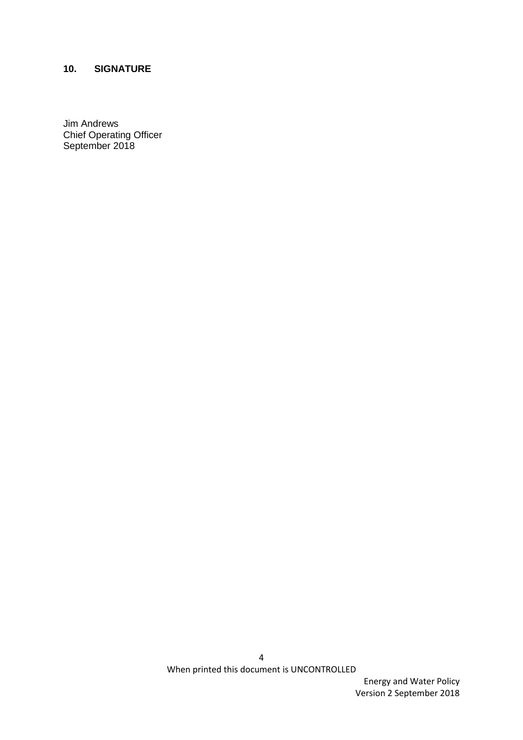## 10. SIGNATURE

Jim Andrews
Chief Operating Officer
September 2018